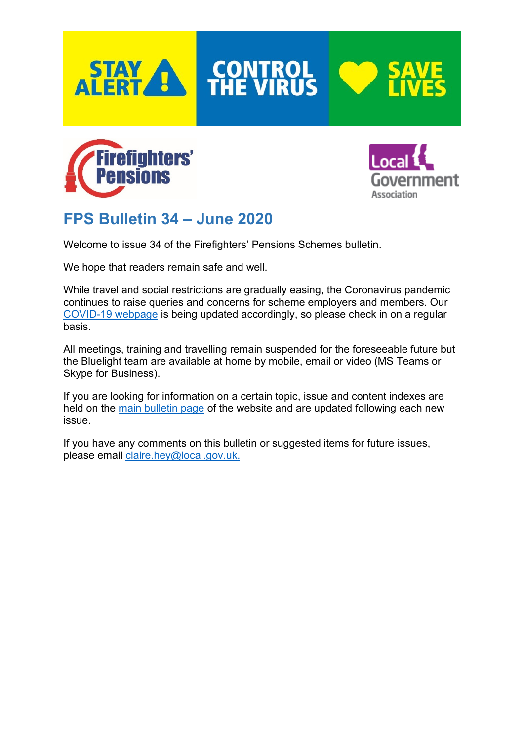# FPS Bulletin 34 – June 2020

Welcome to issue 34 of the Firefighters' Pensions Schemes bulletin.

We hope that readers remain safe and well.

While travel and social restrictions are gradually easing, the Coronavirus pandemic continues to raise queries and concerns for scheme employers and members. Our [COVID-19 webpage](#) is being updated accordingly, so please check in on a regular basis.

All meetings, training and travelling remain suspended for the foreseeable future but the Bluelight team are available at home by mobile, email or video (MS Teams or Skype for Business).

If you are looking for information on a certain topic, issue and content indexes are held on the [main bulletin page](#) of the website and are updated following each new issue.

If you have any comments on this bulletin or suggested items for future issues, please email [claire.hey@local.gov.uk.](mailto:claire.hey@local.gov.uk)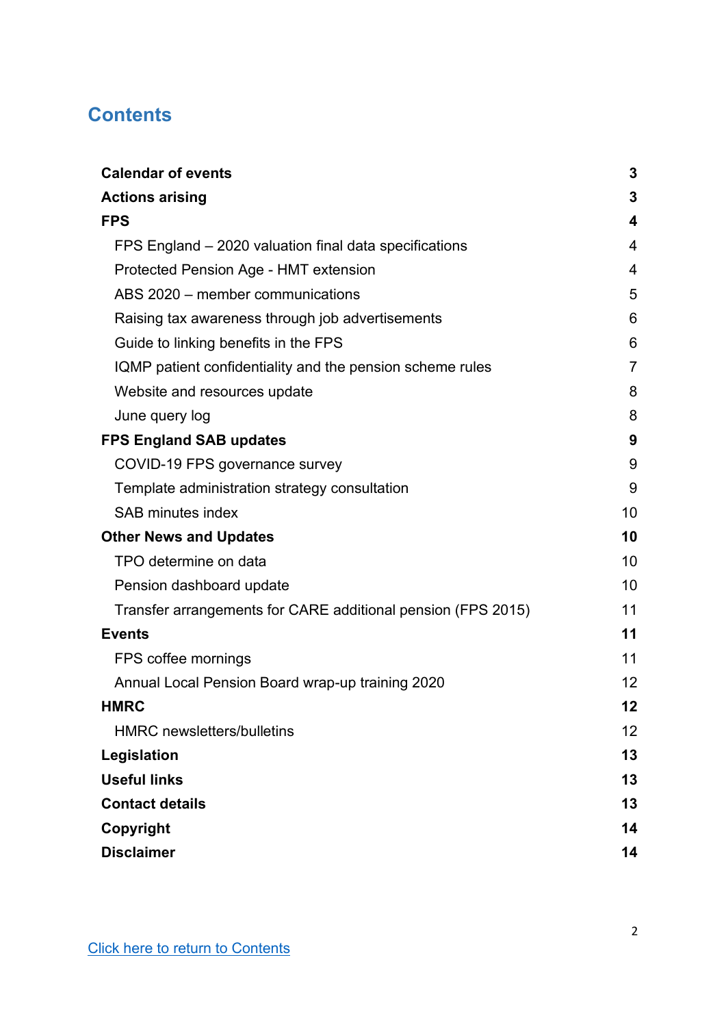## Contents

| | |
|---|---|
| **Calendar of events** | **3** |
| **Actions arising** | **3** |
| **FPS** | **4** |
| FPS England – 2020 valuation final data specifications | 4 |
| Protected Pension Age - HMT extension | 4 |
| ABS 2020 – member communications | 5 |
| Raising tax awareness through job advertisements | 6 |
| Guide to linking benefits in the FPS | 6 |
| IQMP patient confidentiality and the pension scheme rules | 7 |
| Website and resources update | 8 |
| June query log | 8 |
| **FPS England SAB updates** | **9** |
| COVID-19 FPS governance survey | 9 |
| Template administration strategy consultation | 9 |
| SAB minutes index | 10 |
| **Other News and Updates** | **10** |
| TPO determine on data | 10 |
| Pension dashboard update | 10 |
| Transfer arrangements for CARE additional pension (FPS 2015) | 11 |
| **Events** | **11** |
| FPS coffee mornings | 11 |
| Annual Local Pension Board wrap-up training 2020 | 12 |
| **HMRC** | **12** |
| HMRC newsletters/bulletins | 12 |
| **Legislation** | **13** |
| **Useful links** | **13** |
| **Contact details** | **13** |
| **Copyright** | **14** |
| **Disclaimer** | **14** |

Click here to return to Contents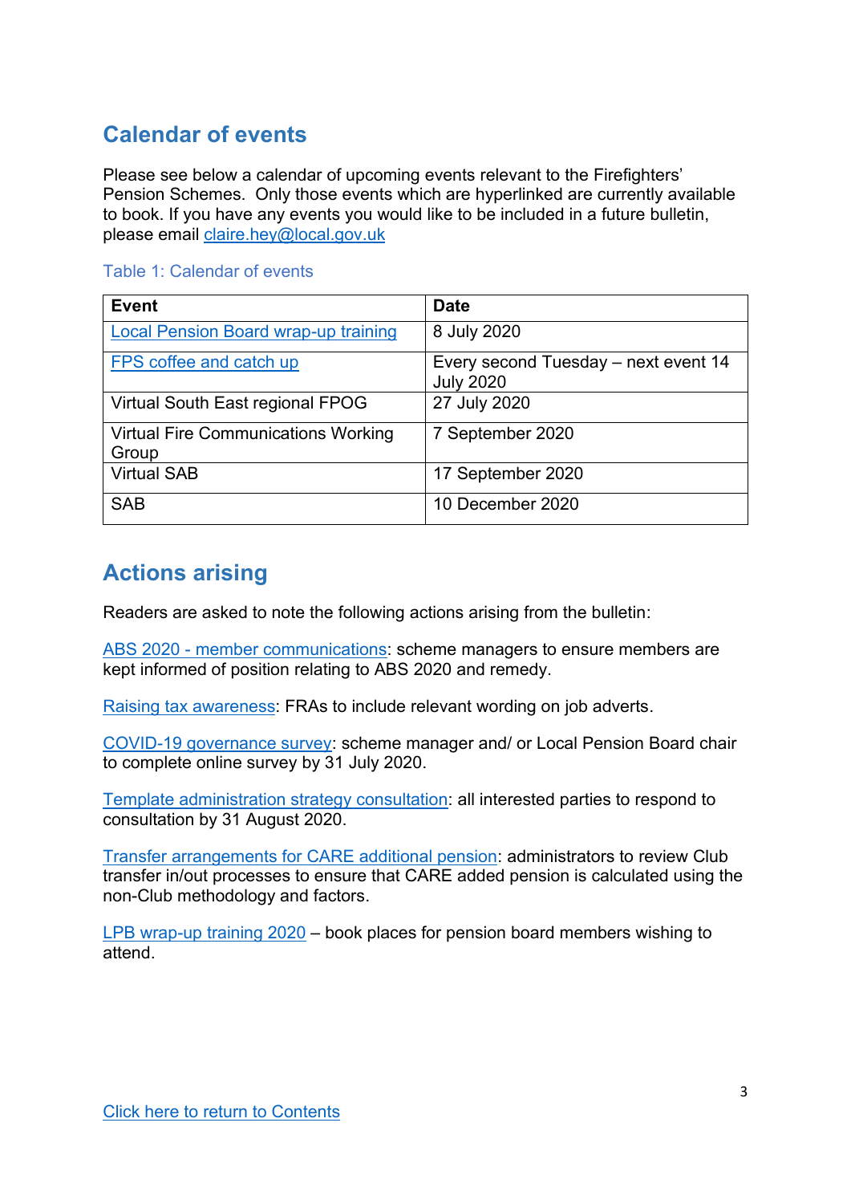## Calendar of events

Please see below a calendar of upcoming events relevant to the Firefighters' Pension Schemes. Only those events which are hyperlinked are currently available to book. If you have any events you would like to be included in a future bulletin, please email claire.hey@local.gov.uk

Table 1: Calendar of events

| Event | Date |
|---|---|
| Local Pension Board wrap-up training | 8 July 2020 |
| FPS coffee and catch up | Every second Tuesday – next event 14 July 2020 |
| Virtual South East regional FPOG | 27 July 2020 |
| Virtual Fire Communications Working Group | 7 September 2020 |
| Virtual SAB | 17 September 2020 |
| SAB | 10 December 2020 |

## Actions arising

Readers are asked to note the following actions arising from the bulletin:

ABS 2020 - member communications: scheme managers to ensure members are kept informed of position relating to ABS 2020 and remedy.

Raising tax awareness: FRAs to include relevant wording on job adverts.

COVID-19 governance survey: scheme manager and/ or Local Pension Board chair to complete online survey by 31 July 2020.

Template administration strategy consultation: all interested parties to respond to consultation by 31 August 2020.

Transfer arrangements for CARE additional pension: administrators to review Club transfer in/out processes to ensure that CARE added pension is calculated using the non-Club methodology and factors.

LPB wrap-up training 2020 – book places for pension board members wishing to attend.

Click here to return to Contents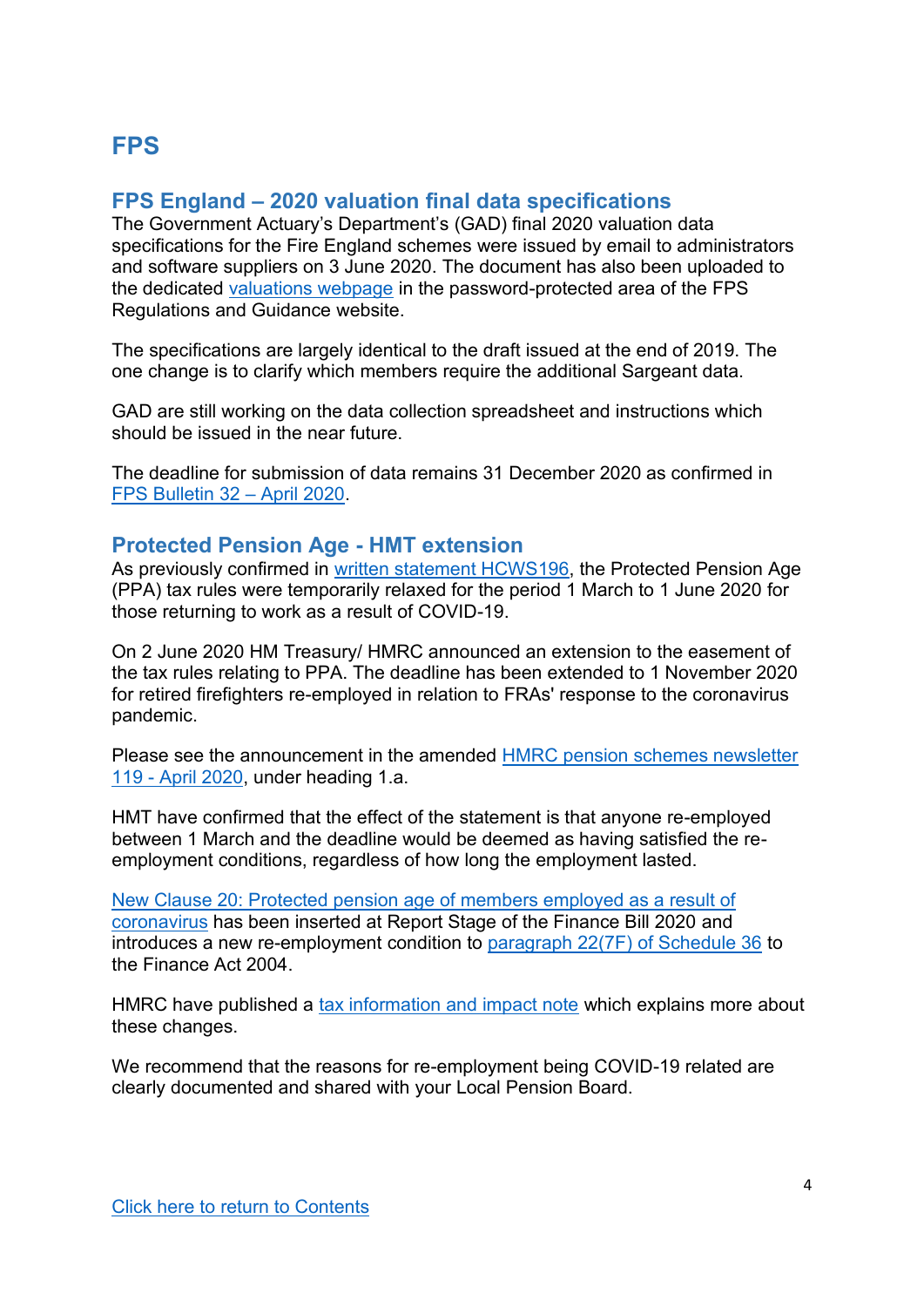# FPS

## FPS England – 2020 valuation final data specifications

The Government Actuary's Department's (GAD) final 2020 valuation data specifications for the Fire England schemes were issued by email to administrators and software suppliers on 3 June 2020. The document has also been uploaded to the dedicated valuations webpage in the password-protected area of the FPS Regulations and Guidance website.

The specifications are largely identical to the draft issued at the end of 2019. The one change is to clarify which members require the additional Sargeant data.

GAD are still working on the data collection spreadsheet and instructions which should be issued in the near future.

The deadline for submission of data remains 31 December 2020 as confirmed in FPS Bulletin 32 – April 2020.

## Protected Pension Age - HMT extension

As previously confirmed in written statement HCWS196, the Protected Pension Age (PPA) tax rules were temporarily relaxed for the period 1 March to 1 June 2020 for those returning to work as a result of COVID-19.

On 2 June 2020 HM Treasury/ HMRC announced an extension to the easement of the tax rules relating to PPA. The deadline has been extended to 1 November 2020 for retired firefighters re-employed in relation to FRAs' response to the coronavirus pandemic.

Please see the announcement in the amended HMRC pension schemes newsletter 119 - April 2020, under heading 1.a.

HMT have confirmed that the effect of the statement is that anyone re-employed between 1 March and the deadline would be deemed as having satisfied the re-employment conditions, regardless of how long the employment lasted.

New Clause 20: Protected pension age of members employed as a result of coronavirus has been inserted at Report Stage of the Finance Bill 2020 and introduces a new re-employment condition to paragraph 22(7F) of Schedule 36 to the Finance Act 2004.

HMRC have published a tax information and impact note which explains more about these changes.

We recommend that the reasons for re-employment being COVID-19 related are clearly documented and shared with your Local Pension Board.

Click here to return to Contents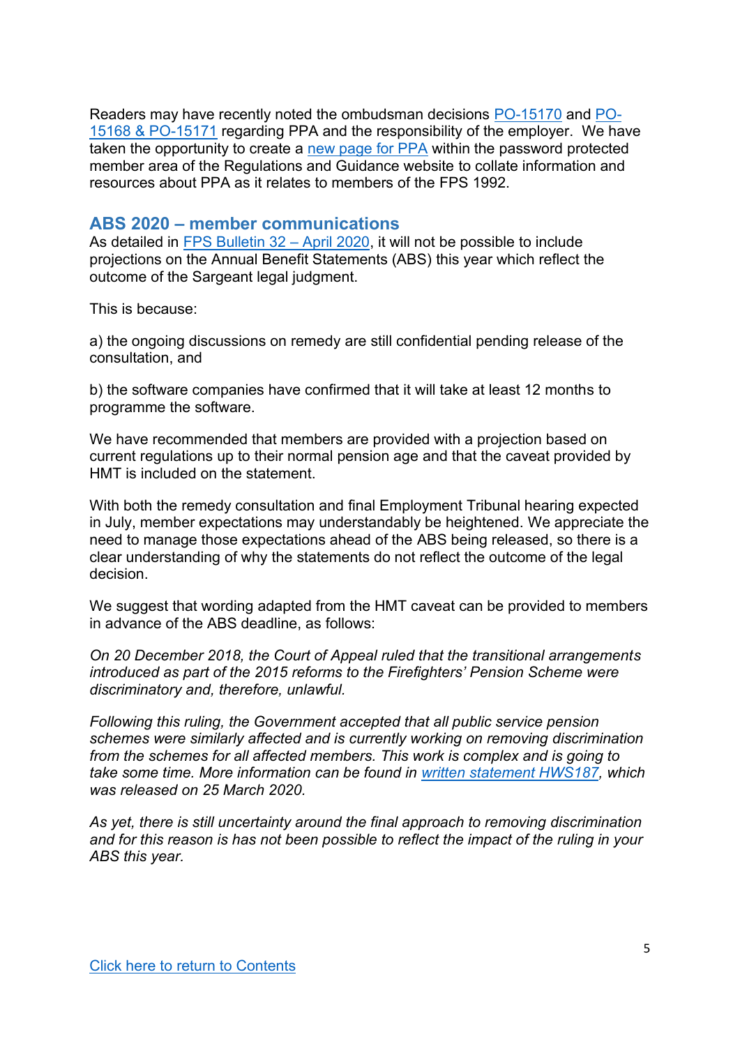Readers may have recently noted the ombudsman decisions PO-15170 and PO-15168 & PO-15171 regarding PPA and the responsibility of the employer. We have taken the opportunity to create a new page for PPA within the password protected member area of the Regulations and Guidance website to collate information and resources about PPA as it relates to members of the FPS 1992.

## ABS 2020 – member communications

As detailed in FPS Bulletin 32 – April 2020, it will not be possible to include projections on the Annual Benefit Statements (ABS) this year which reflect the outcome of the Sargeant legal judgment.

This is because:

a) the ongoing discussions on remedy are still confidential pending release of the consultation, and

b) the software companies have confirmed that it will take at least 12 months to programme the software.

We have recommended that members are provided with a projection based on current regulations up to their normal pension age and that the caveat provided by HMT is included on the statement.

With both the remedy consultation and final Employment Tribunal hearing expected in July, member expectations may understandably be heightened. We appreciate the need to manage those expectations ahead of the ABS being released, so there is a clear understanding of why the statements do not reflect the outcome of the legal decision.

We suggest that wording adapted from the HMT caveat can be provided to members in advance of the ABS deadline, as follows:

*On 20 December 2018, the Court of Appeal ruled that the transitional arrangements introduced as part of the 2015 reforms to the Firefighters' Pension Scheme were discriminatory and, therefore, unlawful.*

*Following this ruling, the Government accepted that all public service pension schemes were similarly affected and is currently working on removing discrimination from the schemes for all affected members. This work is complex and is going to take some time. More information can be found in written statement HWS187, which was released on 25 March 2020.*

*As yet, there is still uncertainty around the final approach to removing discrimination and for this reason is has not been possible to reflect the impact of the ruling in your ABS this year.*

Click here to return to Contents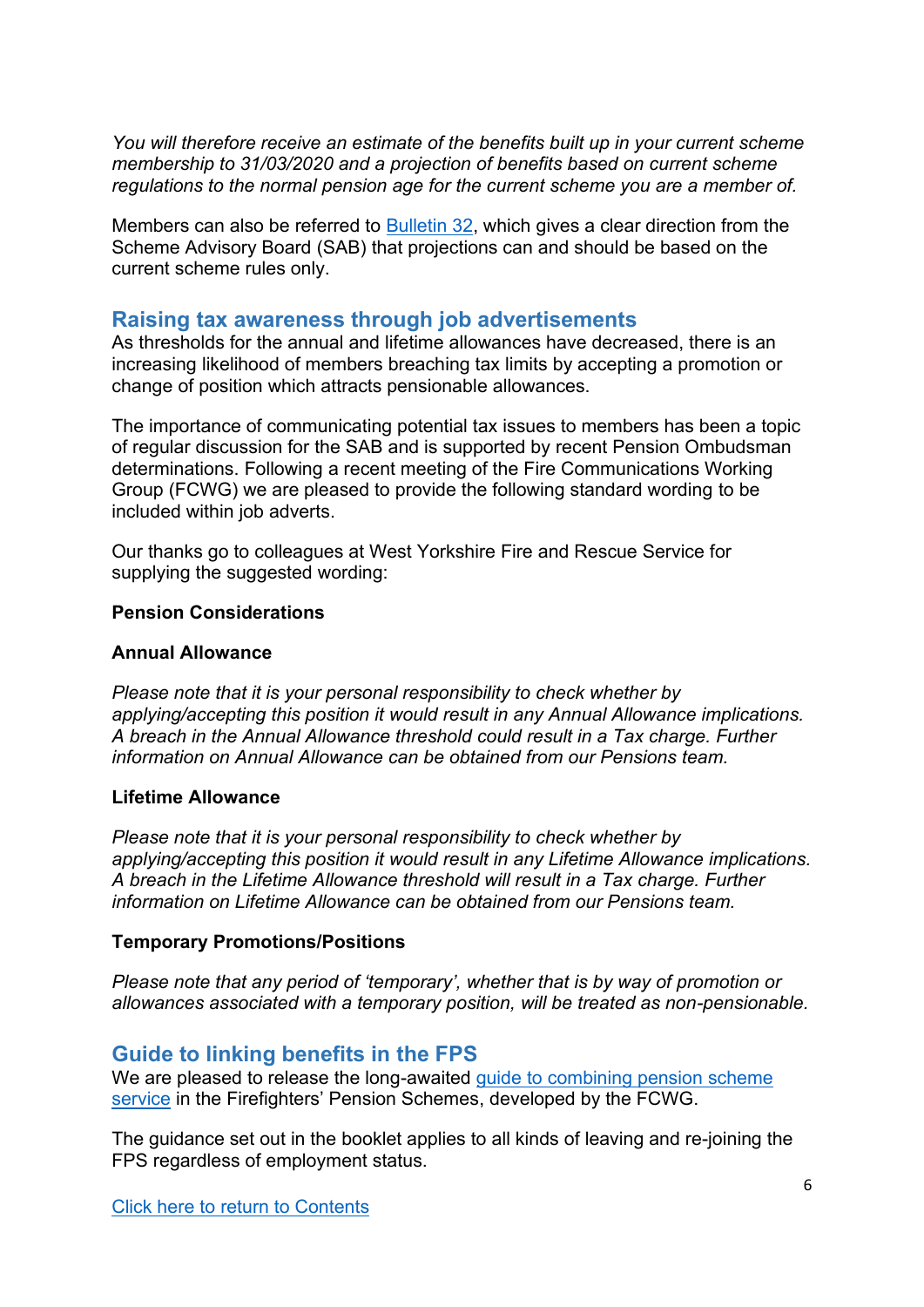*You will therefore receive an estimate of the benefits built up in your current scheme membership to 31/03/2020 and a projection of benefits based on current scheme regulations to the normal pension age for the current scheme you are a member of.*

Members can also be referred to [Bulletin 32](), which gives a clear direction from the Scheme Advisory Board (SAB) that projections can and should be based on the current scheme rules only.

## Raising tax awareness through job advertisements

As thresholds for the annual and lifetime allowances have decreased, there is an increasing likelihood of members breaching tax limits by accepting a promotion or change of position which attracts pensionable allowances.

The importance of communicating potential tax issues to members has been a topic of regular discussion for the SAB and is supported by recent Pension Ombudsman determinations. Following a recent meeting of the Fire Communications Working Group (FCWG) we are pleased to provide the following standard wording to be included within job adverts.

Our thanks go to colleagues at West Yorkshire Fire and Rescue Service for supplying the suggested wording:

**Pension Considerations**

**Annual Allowance**

*Please note that it is your personal responsibility to check whether by applying/accepting this position it would result in any Annual Allowance implications. A breach in the Annual Allowance threshold could result in a Tax charge. Further information on Annual Allowance can be obtained from our Pensions team.*

**Lifetime Allowance**

*Please note that it is your personal responsibility to check whether by applying/accepting this position it would result in any Lifetime Allowance implications. A breach in the Lifetime Allowance threshold will result in a Tax charge. Further information on Lifetime Allowance can be obtained from our Pensions team.*

**Temporary Promotions/Positions**

*Please note that any period of 'temporary', whether that is by way of promotion or allowances associated with a temporary position, will be treated as non-pensionable.*

## Guide to linking benefits in the FPS

We are pleased to release the long-awaited [guide to combining pension scheme service]() in the Firefighters' Pension Schemes, developed by the FCWG.

The guidance set out in the booklet applies to all kinds of leaving and re-joining the FPS regardless of employment status.

[Click here to return to Contents]()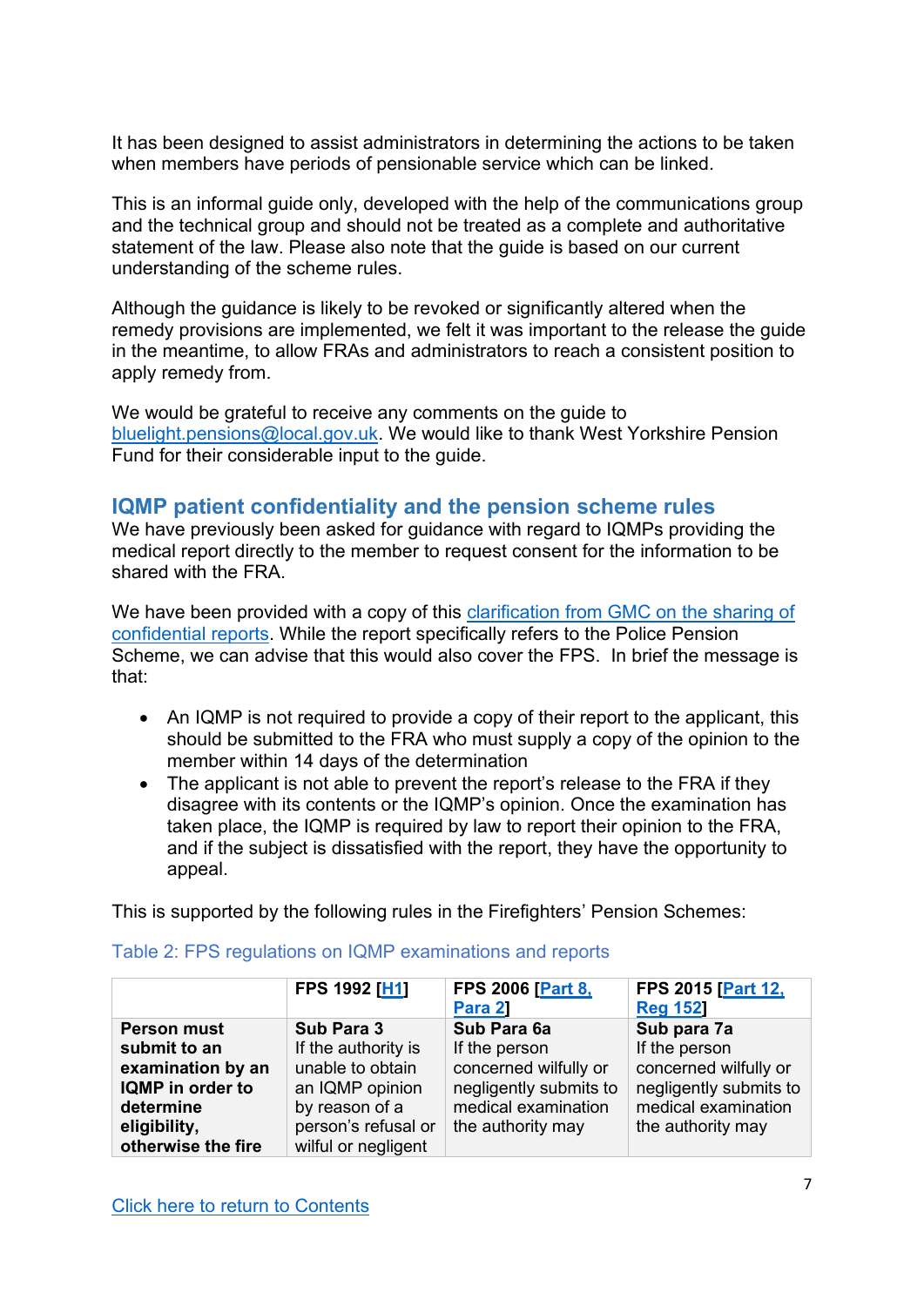It has been designed to assist administrators in determining the actions to be taken when members have periods of pensionable service which can be linked.

This is an informal guide only, developed with the help of the communications group and the technical group and should not be treated as a complete and authoritative statement of the law. Please also note that the guide is based on our current understanding of the scheme rules.

Although the guidance is likely to be revoked or significantly altered when the remedy provisions are implemented, we felt it was important to the release the guide in the meantime, to allow FRAs and administrators to reach a consistent position to apply remedy from.

We would be grateful to receive any comments on the guide to bluelight.pensions@local.gov.uk. We would like to thank West Yorkshire Pension Fund for their considerable input to the guide.

## IQMP patient confidentiality and the pension scheme rules

We have previously been asked for guidance with regard to IQMPs providing the medical report directly to the member to request consent for the information to be shared with the FRA.

We have been provided with a copy of this clarification from GMC on the sharing of confidential reports. While the report specifically refers to the Police Pension Scheme, we can advise that this would also cover the FPS.  In brief the message is that:

- An IQMP is not required to provide a copy of their report to the applicant, this should be submitted to the FRA who must supply a copy of the opinion to the member within 14 days of the determination
- The applicant is not able to prevent the report's release to the FRA if they disagree with its contents or the IQMP's opinion. Once the examination has taken place, the IQMP is required by law to report their opinion to the FRA, and if the subject is dissatisfied with the report, they have the opportunity to appeal.

This is supported by the following rules in the Firefighters' Pension Schemes:

Table 2: FPS regulations on IQMP examinations and reports

| | FPS 1992 [H1] | FPS 2006 [Part 8, Para 2] | FPS 2015 [Part 12, Reg 152] |
|---|---|---|---|
| **Person must submit to an examination by an IQMP in order to determine eligibility, otherwise the fire** | **Sub Para 3** If the authority is unable to obtain an IQMP opinion by reason of a person's refusal or wilful or negligent | **Sub Para 6a** If the person concerned wilfully or negligently submits to medical examination the authority may | **Sub para 7a** If the person concerned wilfully or negligently submits to medical examination the authority may |

Click here to return to Contents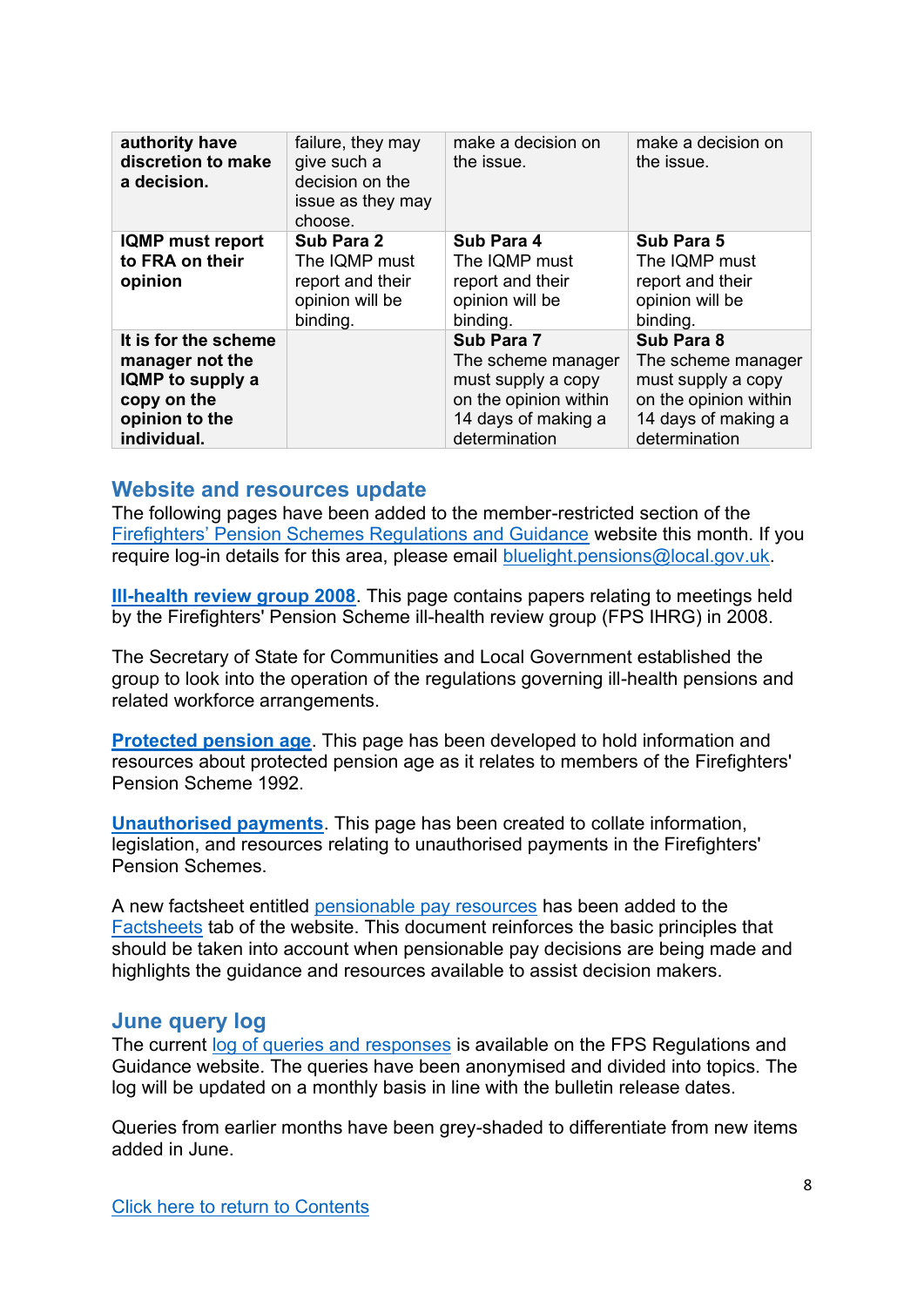| **authority have discretion to make a decision.** | failure, they may give such a decision on the issue as they may choose. | make a decision on the issue. | make a decision on the issue. |
|---|---|---|---|
| **IQMP must report to FRA on their opinion** | **Sub Para 2** The IQMP must report and their opinion will be binding. | **Sub Para 4** The IQMP must report and their opinion will be binding. | **Sub Para 5** The IQMP must report and their opinion will be binding. |
| **It is for the scheme manager not the IQMP to supply a copy on the opinion to the individual.** | | **Sub Para 7** The scheme manager must supply a copy on the opinion within 14 days of making a determination | **Sub Para 8** The scheme manager must supply a copy on the opinion within 14 days of making a determination |

## Website and resources update

The following pages have been added to the member-restricted section of the Firefighters' Pension Schemes Regulations and Guidance website this month. If you require log-in details for this area, please email bluelight.pensions@local.gov.uk.

**Ill-health review group 2008**. This page contains papers relating to meetings held by the Firefighters' Pension Scheme ill-health review group (FPS IHRG) in 2008.

The Secretary of State for Communities and Local Government established the group to look into the operation of the regulations governing ill-health pensions and related workforce arrangements.

**Protected pension age**. This page has been developed to hold information and resources about protected pension age as it relates to members of the Firefighters' Pension Scheme 1992.

**Unauthorised payments**. This page has been created to collate information, legislation, and resources relating to unauthorised payments in the Firefighters' Pension Schemes.

A new factsheet entitled pensionable pay resources has been added to the Factsheets tab of the website. This document reinforces the basic principles that should be taken into account when pensionable pay decisions are being made and highlights the guidance and resources available to assist decision makers.

## June query log

The current log of queries and responses is available on the FPS Regulations and Guidance website. The queries have been anonymised and divided into topics. The log will be updated on a monthly basis in line with the bulletin release dates.

Queries from earlier months have been grey-shaded to differentiate from new items added in June.

Click here to return to Contents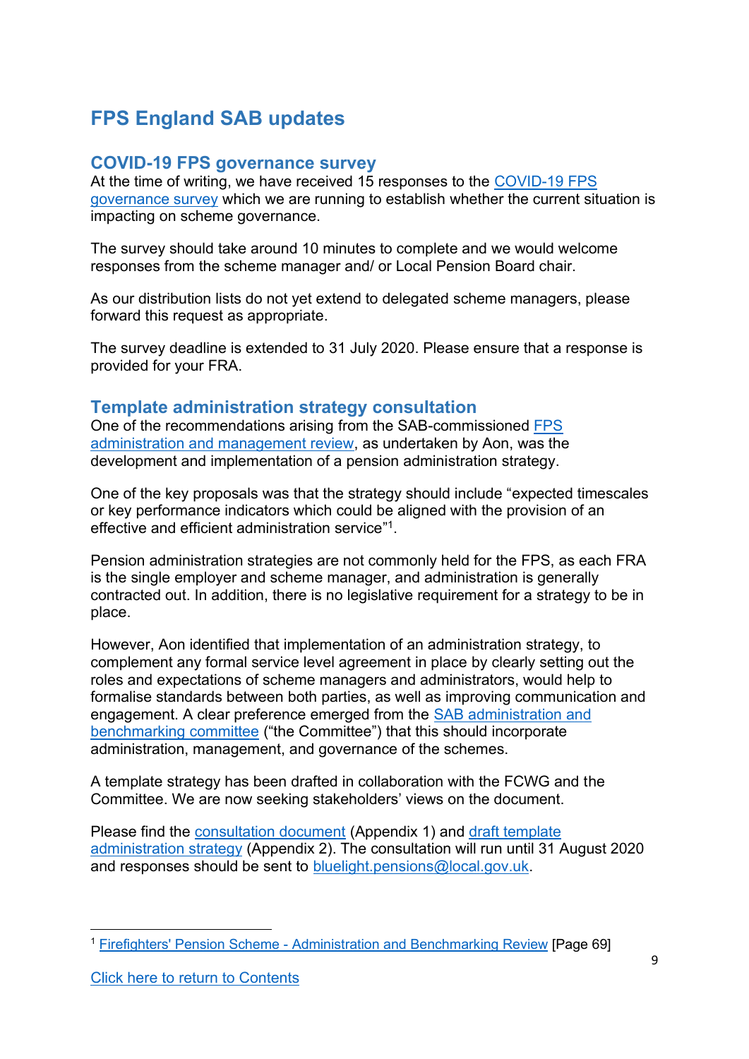# FPS England SAB updates

## COVID-19 FPS governance survey

At the time of writing, we have received 15 responses to the COVID-19 FPS governance survey which we are running to establish whether the current situation is impacting on scheme governance.

The survey should take around 10 minutes to complete and we would welcome responses from the scheme manager and/ or Local Pension Board chair.

As our distribution lists do not yet extend to delegated scheme managers, please forward this request as appropriate.

The survey deadline is extended to 31 July 2020. Please ensure that a response is provided for your FRA.

## Template administration strategy consultation

One of the recommendations arising from the SAB-commissioned FPS administration and management review, as undertaken by Aon, was the development and implementation of a pension administration strategy.

One of the key proposals was that the strategy should include "expected timescales or key performance indicators which could be aligned with the provision of an effective and efficient administration service"[1].

Pension administration strategies are not commonly held for the FPS, as each FRA is the single employer and scheme manager, and administration is generally contracted out. In addition, there is no legislative requirement for a strategy to be in place.

However, Aon identified that implementation of an administration strategy, to complement any formal service level agreement in place by clearly setting out the roles and expectations of scheme managers and administrators, would help to formalise standards between both parties, as well as improving communication and engagement. A clear preference emerged from the SAB administration and benchmarking committee ("the Committee") that this should incorporate administration, management, and governance of the schemes.

A template strategy has been drafted in collaboration with the FCWG and the Committee. We are now seeking stakeholders' views on the document.

Please find the consultation document (Appendix 1) and draft template administration strategy (Appendix 2). The consultation will run until 31 August 2020 and responses should be sent to bluelight.pensions@local.gov.uk.

---

[1] Firefighters' Pension Scheme - Administration and Benchmarking Review [Page 69]

Click here to return to Contents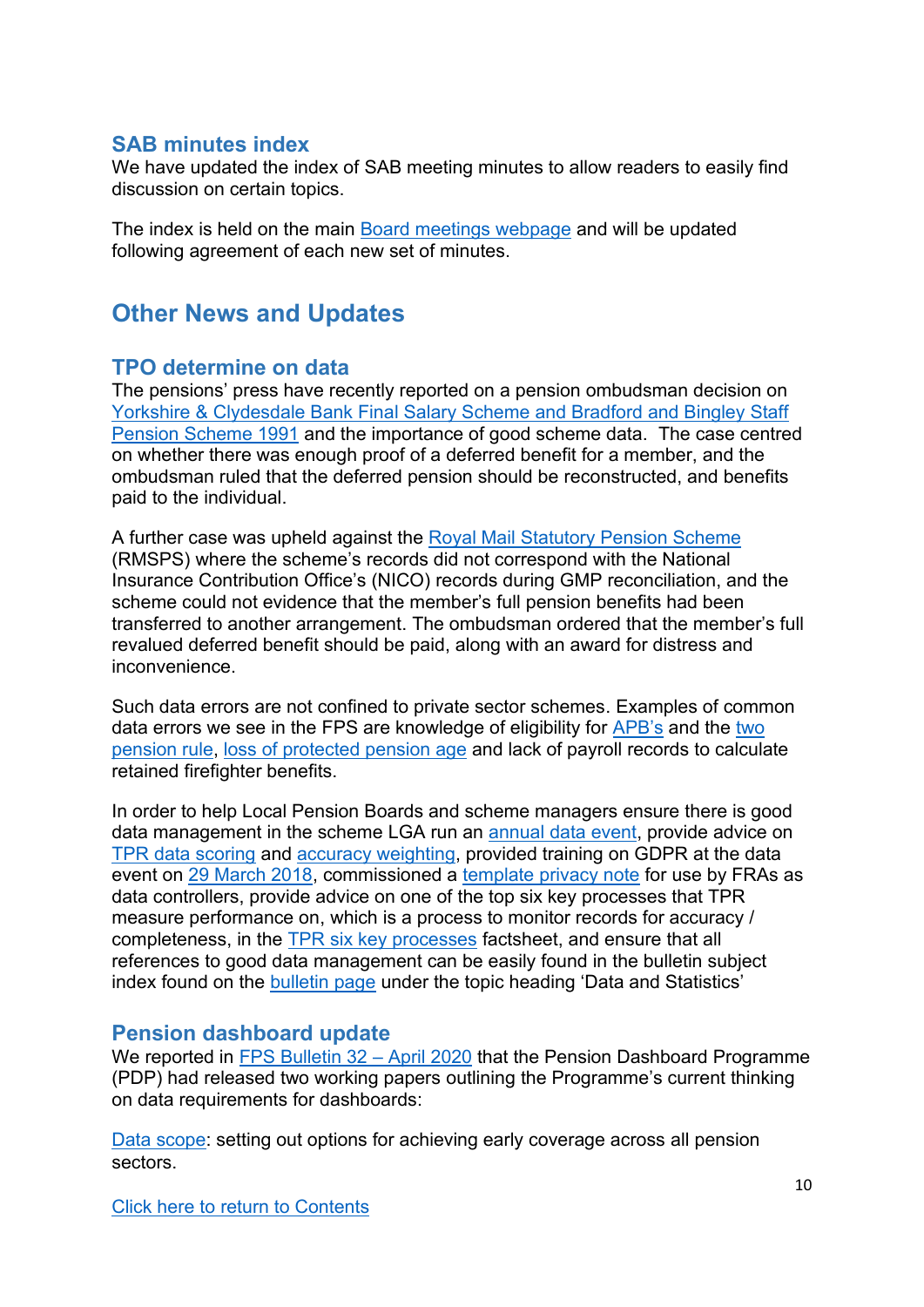### SAB minutes index

We have updated the index of SAB meeting minutes to allow readers to easily find discussion on certain topics.

The index is held on the main Board meetings webpage and will be updated following agreement of each new set of minutes.

## Other News and Updates

### TPO determine on data

The pensions' press have recently reported on a pension ombudsman decision on Yorkshire & Clydesdale Bank Final Salary Scheme and Bradford and Bingley Staff Pension Scheme 1991 and the importance of good scheme data. The case centred on whether there was enough proof of a deferred benefit for a member, and the ombudsman ruled that the deferred pension should be reconstructed, and benefits paid to the individual.

A further case was upheld against the Royal Mail Statutory Pension Scheme (RMSPS) where the scheme's records did not correspond with the National Insurance Contribution Office's (NICO) records during GMP reconciliation, and the scheme could not evidence that the member's full pension benefits had been transferred to another arrangement. The ombudsman ordered that the member's full revalued deferred benefit should be paid, along with an award for distress and inconvenience.

Such data errors are not confined to private sector schemes. Examples of common data errors we see in the FPS are knowledge of eligibility for APB's and the two pension rule, loss of protected pension age and lack of payroll records to calculate retained firefighter benefits.

In order to help Local Pension Boards and scheme managers ensure there is good data management in the scheme LGA run an annual data event, provide advice on TPR data scoring and accuracy weighting, provided training on GDPR at the data event on 29 March 2018, commissioned a template privacy note for use by FRAs as data controllers, provide advice on one of the top six key processes that TPR measure performance on, which is a process to monitor records for accuracy / completeness, in the TPR six key processes factsheet, and ensure that all references to good data management can be easily found in the bulletin subject index found on the bulletin page under the topic heading 'Data and Statistics'

### Pension dashboard update

We reported in FPS Bulletin 32 – April 2020 that the Pension Dashboard Programme (PDP) had released two working papers outlining the Programme's current thinking on data requirements for dashboards:

Data scope: setting out options for achieving early coverage across all pension sectors.

Click here to return to Contents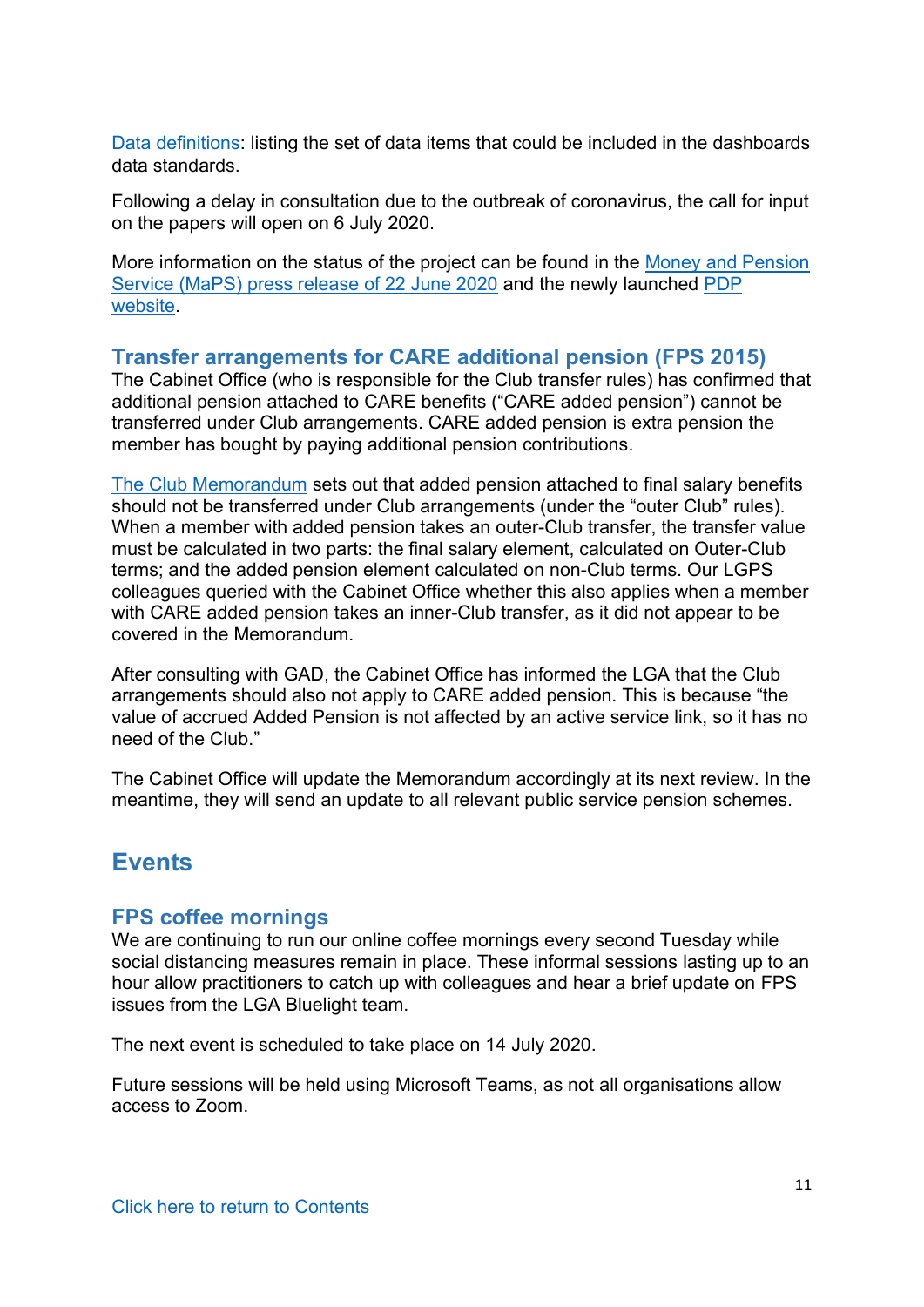[Data definitions](#): listing the set of data items that could be included in the dashboards data standards.

Following a delay in consultation due to the outbreak of coronavirus, the call for input on the papers will open on 6 July 2020.

More information on the status of the project can be found in the [Money and Pension Service (MaPS) press release of 22 June 2020](#) and the newly launched [PDP website](#).

### Transfer arrangements for CARE additional pension (FPS 2015)

The Cabinet Office (who is responsible for the Club transfer rules) has confirmed that additional pension attached to CARE benefits ("CARE added pension") cannot be transferred under Club arrangements. CARE added pension is extra pension the member has bought by paying additional pension contributions.

[The Club Memorandum](#) sets out that added pension attached to final salary benefits should not be transferred under Club arrangements (under the "outer Club" rules). When a member with added pension takes an outer-Club transfer, the transfer value must be calculated in two parts: the final salary element, calculated on Outer-Club terms; and the added pension element calculated on non-Club terms. Our LGPS colleagues queried with the Cabinet Office whether this also applies when a member with CARE added pension takes an inner-Club transfer, as it did not appear to be covered in the Memorandum.

After consulting with GAD, the Cabinet Office has informed the LGA that the Club arrangements should also not apply to CARE added pension. This is because "the value of accrued Added Pension is not affected by an active service link, so it has no need of the Club."

The Cabinet Office will update the Memorandum accordingly at its next review. In the meantime, they will send an update to all relevant public service pension schemes.

## Events

### FPS coffee mornings

We are continuing to run our online coffee mornings every second Tuesday while social distancing measures remain in place. These informal sessions lasting up to an hour allow practitioners to catch up with colleagues and hear a brief update on FPS issues from the LGA Bluelight team.

The next event is scheduled to take place on 14 July 2020.

Future sessions will be held using Microsoft Teams, as not all organisations allow access to Zoom.

[Click here to return to Contents](#)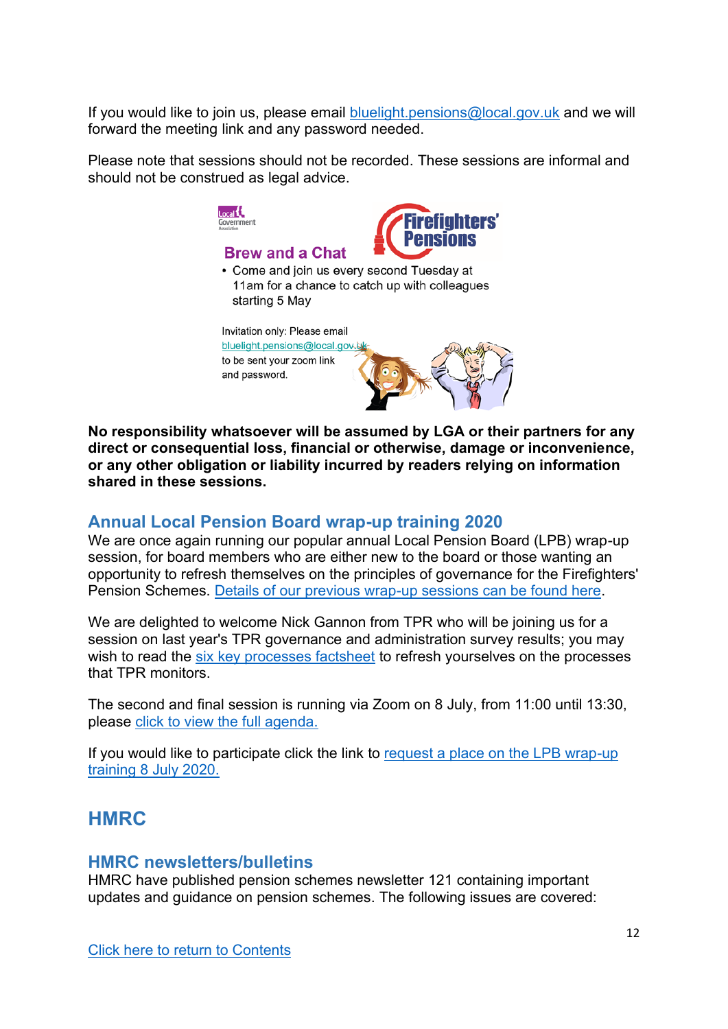If you would like to join us, please email [bluelight.pensions@local.gov.uk](mailto:bluelight.pensions@local.gov.uk) and we will forward the meeting link and any password needed.

Please note that sessions should not be recorded. These sessions are informal and should not be construed as legal advice.

Brew and a Chat

- Come and join us every second Tuesday at 11am for a chance to catch up with colleagues starting 5 May

Invitation only: Please email bluelight.pensions@local.gov.uk to be sent your zoom link and password.

**No responsibility whatsoever will be assumed by LGA or their partners for any direct or consequential loss, financial or otherwise, damage or inconvenience, or any other obligation or liability incurred by readers relying on information shared in these sessions.**

### Annual Local Pension Board wrap-up training 2020

We are once again running our popular annual Local Pension Board (LPB) wrap-up session, for board members who are either new to the board or those wanting an opportunity to refresh themselves on the principles of governance for the Firefighters' Pension Schemes. Details of our previous wrap-up sessions can be found here.

We are delighted to welcome Nick Gannon from TPR who will be joining us for a session on last year's TPR governance and administration survey results; you may wish to read the six key processes factsheet to refresh yourselves on the processes that TPR monitors.

The second and final session is running via Zoom on 8 July, from 11:00 until 13:30, please click to view the full agenda.

If you would like to participate click the link to request a place on the LPB wrap-up training 8 July 2020.

## HMRC

### HMRC newsletters/bulletins

HMRC have published pension schemes newsletter 121 containing important updates and guidance on pension schemes. The following issues are covered:

Click here to return to Contents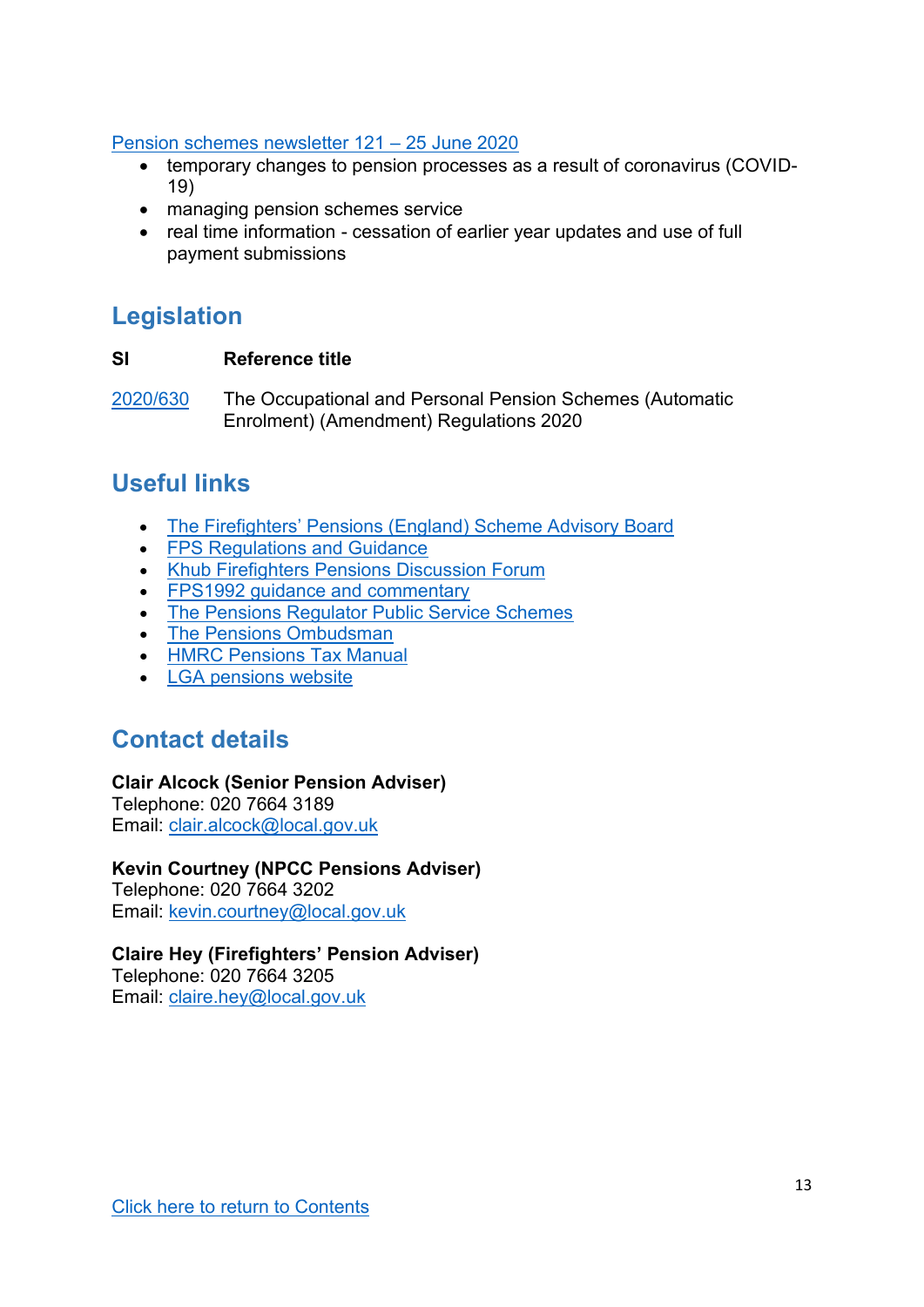[Pension schemes newsletter 121 – 25 June 2020]

- temporary changes to pension processes as a result of coronavirus (COVID-19)
- managing pension schemes service
- real time information - cessation of earlier year updates and use of full payment submissions

## Legislation

| SI | Reference title |
|---|---|
| [2020/630] | The Occupational and Personal Pension Schemes (Automatic Enrolment) (Amendment) Regulations 2020 |

## Useful links

- [The Firefighters' Pensions (England) Scheme Advisory Board]
- [FPS Regulations and Guidance]
- [Khub Firefighters Pensions Discussion Forum]
- [FPS1992 guidance and commentary]
- [The Pensions Regulator Public Service Schemes]
- [The Pensions Ombudsman]
- [HMRC Pensions Tax Manual]
- [LGA pensions website]

## Contact details

**Clair Alcock (Senior Pension Adviser)**
Telephone: 020 7664 3189
Email: clair.alcock@local.gov.uk

**Kevin Courtney (NPCC Pensions Adviser)**
Telephone: 020 7664 3202
Email: kevin.courtney@local.gov.uk

**Claire Hey (Firefighters' Pension Adviser)**
Telephone: 020 7664 3205
Email: claire.hey@local.gov.uk

[Click here to return to Contents]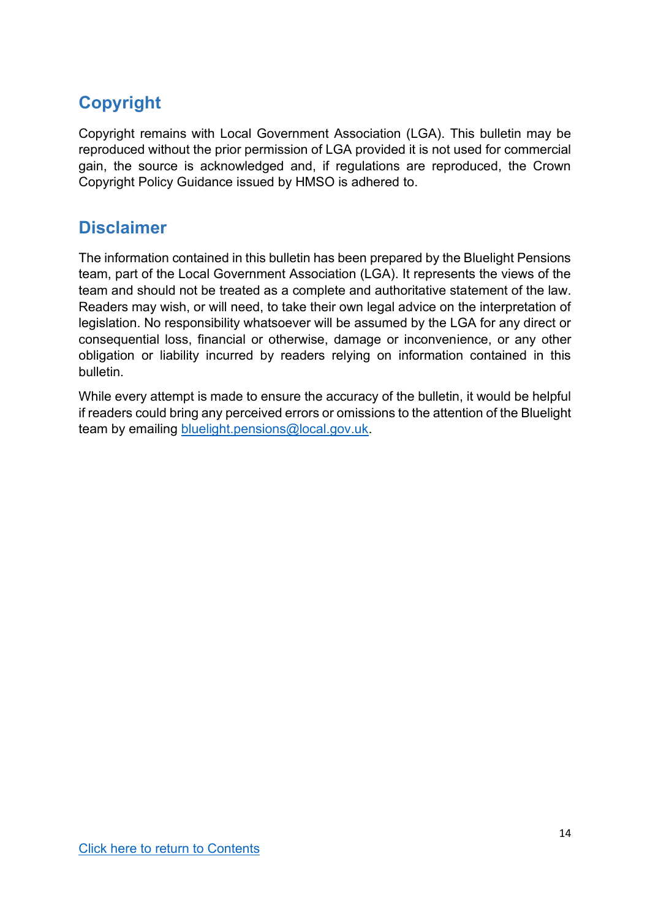## Copyright

Copyright remains with Local Government Association (LGA). This bulletin may be reproduced without the prior permission of LGA provided it is not used for commercial gain, the source is acknowledged and, if regulations are reproduced, the Crown Copyright Policy Guidance issued by HMSO is adhered to.

## Disclaimer

The information contained in this bulletin has been prepared by the Bluelight Pensions team, part of the Local Government Association (LGA). It represents the views of the team and should not be treated as a complete and authoritative statement of the law. Readers may wish, or will need, to take their own legal advice on the interpretation of legislation. No responsibility whatsoever will be assumed by the LGA for any direct or consequential loss, financial or otherwise, damage or inconvenience, or any other obligation or liability incurred by readers relying on information contained in this bulletin.

While every attempt is made to ensure the accuracy of the bulletin, it would be helpful if readers could bring any perceived errors or omissions to the attention of the Bluelight team by emailing bluelight.pensions@local.gov.uk.

Click here to return to Contents